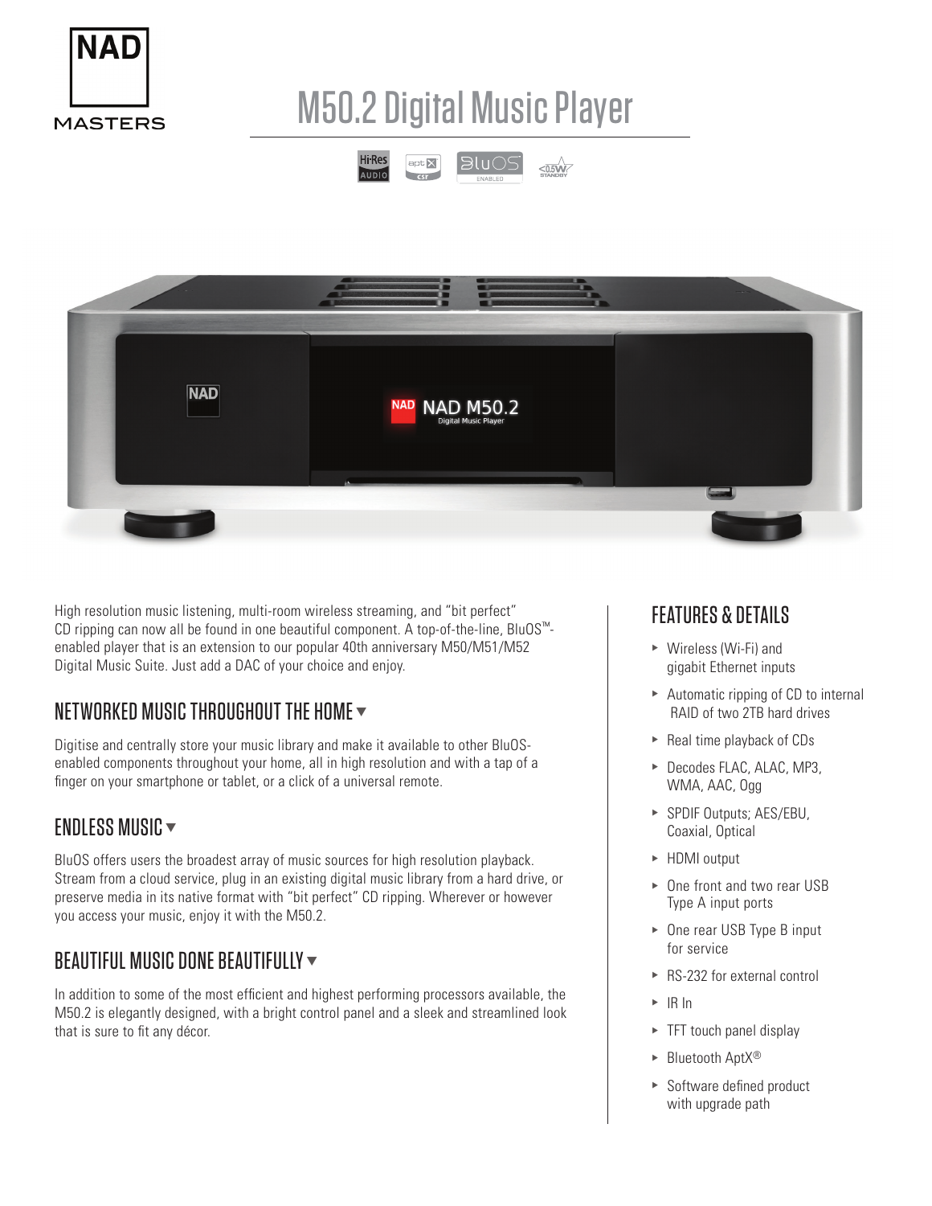NAD MASTERS

# M50.2 Digital Music Player

High resolution music listening, multi-room wireless streaming, and "bit perfect" CD ripping can now all be found in one beautiful component. A top-of-the-line, BluOS™-enabled player that is an extension to our popular 40th anniversary M50/M51/M52 Digital Music Suite. Just add a DAC of your choice and enjoy.

## NETWORKED MUSIC THROUGHOUT THE HOME

Digitise and centrally store your music library and make it available to other BluOS-enabled components throughout your home, all in high resolution and with a tap of a finger on your smartphone or tablet, or a click of a universal remote.

## ENDLESS MUSIC

BluOS offers users the broadest array of music sources for high resolution playback. Stream from a cloud service, plug in an existing digital music library from a hard drive, or preserve media in its native format with "bit perfect" CD ripping. Wherever or however you access your music, enjoy it with the M50.2.

## BEAUTIFUL MUSIC DONE BEAUTIFULLY

In addition to some of the most efficient and highest performing processors available, the M50.2 is elegantly designed, with a bright control panel and a sleek and streamlined look that is sure to fit any décor.

## FEATURES & DETAILS

- Wireless (Wi-Fi) and gigabit Ethernet inputs
- Automatic ripping of CD to internal RAID of two 2TB hard drives
- Real time playback of CDs
- Decodes FLAC, ALAC, MP3, WMA, AAC, Ogg
- SPDIF Outputs; AES/EBU, Coaxial, Optical
- HDMI output
- One front and two rear USB Type A input ports
- One rear USB Type B input for service
- RS-232 for external control
- IR In
- TFT touch panel display
- Bluetooth AptX®
- Software defined product with upgrade path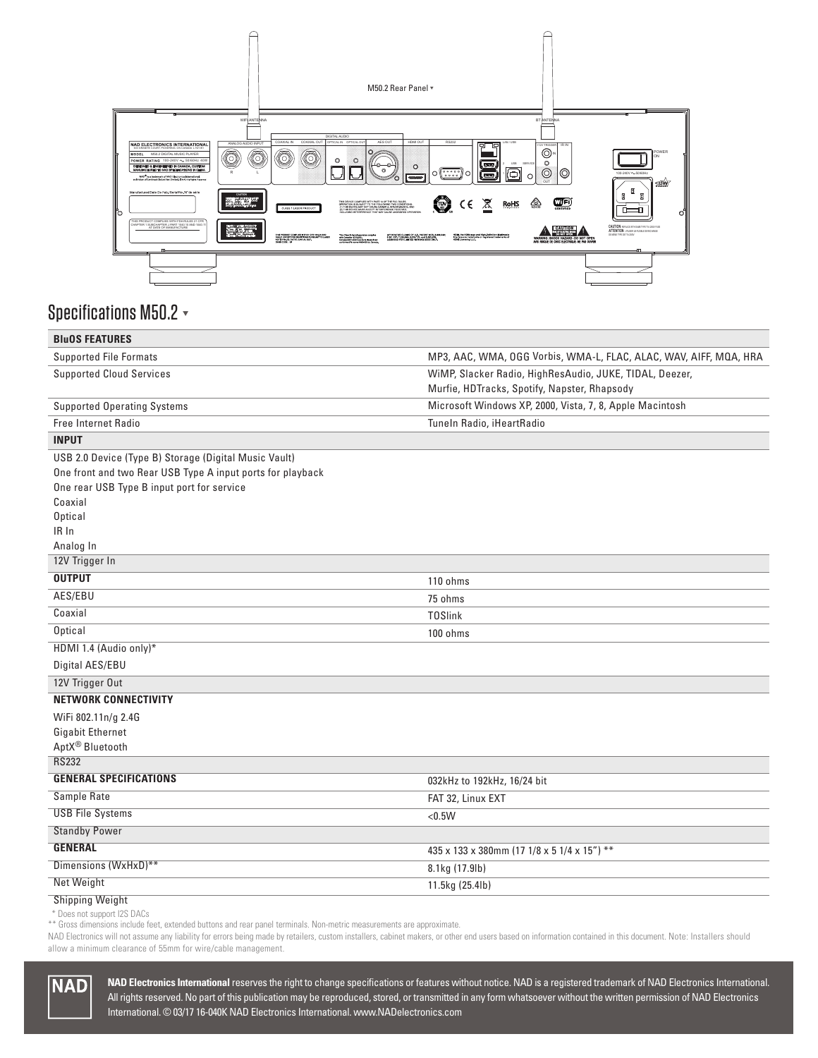M50.2 Rear Panel

## Specifications M50.2

| | |
|---|---|
| **BluOS FEATURES** | |
| Supported File Formats | MP3, AAC, WMA, OGG Vorbis, WMA-L, FLAC, ALAC, WAV, AIFF, MQA, HRA |
| Supported Cloud Services | WiMP, Slacker Radio, HighResAudio, JUKE, TIDAL, Deezer, Murfie, HDTracks, Spotify, Napster, Rhapsody |
| Supported Operating Systems | Microsoft Windows XP, 2000, Vista, 7, 8, Apple Macintosh |
| Free Internet Radio | TuneIn Radio, iHeartRadio |
| **INPUT** | |
| USB 2.0 Device (Type B) Storage (Digital Music Vault)<br>One front and two Rear USB Type A input ports for playback<br>One rear USB Type B input port for service<br>Coaxial<br>Optical<br>IR In<br>Analog In | |
| 12V Trigger In | |
| **OUTPUT** | 110 ohms |
| AES/EBU | 75 ohms |
| Coaxial | TOSlink |
| Optical | 100 ohms |
| HDMI 1.4 (Audio only)* | |
| Digital AES/EBU | |
| 12V Trigger Out | |
| **NETWORK CONNECTIVITY** | |
| WiFi 802.11n/g 2.4G<br>Gigabit Ethernet<br>AptX® Bluetooth | |
| RS232 | |
| **GENERAL SPECIFICATIONS** | 032kHz to 192kHz, 16/24 bit |
| Sample Rate | FAT 32, Linux EXT |
| USB File Systems | <0.5W |
| Standby Power | |
| **GENERAL** | 435 x 133 x 380mm (17 1/8 x 5 1/4 x 15") ** |
| Dimensions (WxHxD)** | 8.1kg (17.9lb) |
| Net Weight | 11.5kg (25.4lb) |
| Shipping Weight | |

\* Does not support I2S DACs

** Gross dimensions include feet, extended buttons and rear panel terminals. Non-metric measurements are approximate.

NAD Electronics will not assume any liability for errors being made by retailers, custom installers, cabinet makers, or other end users based on information contained in this document. Note: Installers should allow a minimum clearance of 55mm for wire/cable management.

NAD

**NAD Electronics International** reserves the right to change specifications or features without notice. NAD is a registered trademark of NAD Electronics International. All rights reserved. No part of this publication may be reproduced, stored, or transmitted in any form whatsoever without the written permission of NAD Electronics International. © 03/17 16-040K NAD Electronics International. www.NADelectronics.com